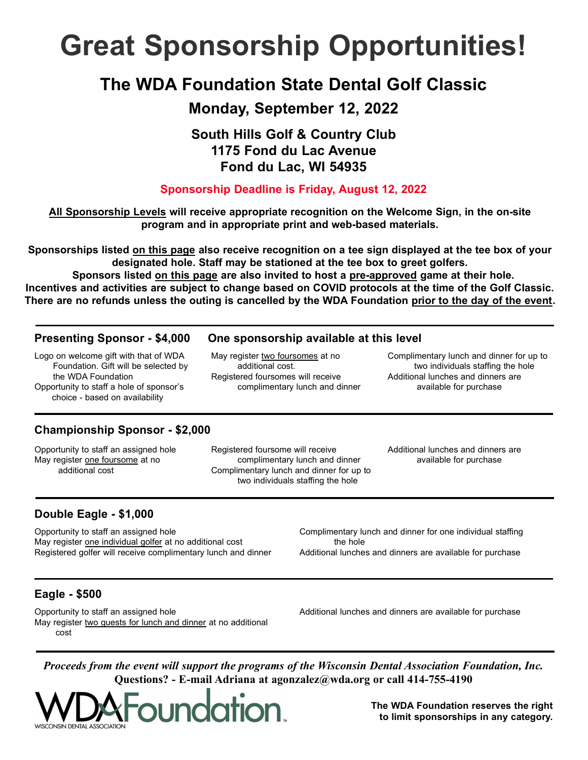# Great Sponsorship Opportunities!

## The WDA Foundation State Dental Golf Classic

### Monday, September 12, 2022

### South Hills Golf & Country Club
### 1175 Fond du Lac Avenue
### Fond du Lac, WI 54935

**Sponsorship Deadline is Friday, August 12, 2022**

**All Sponsorship Levels will receive appropriate recognition on the Welcome Sign, in the on-site program and in appropriate print and web-based materials.**

**Sponsorships listed on this page also receive recognition on a tee sign displayed at the tee box of your designated hole. Staff may be stationed at the tee box to greet golfers.**
**Sponsors listed on this page are also invited to host a pre-approved game at their hole.**
**Incentives and activities are subject to change based on COVID protocols at the time of the Golf Classic.**
**There are no refunds unless the outing is cancelled by the WDA Foundation prior to the day of the event.**

---

### Presenting Sponsor - $4,000 — One sponsorship available at this level

- Logo on welcome gift with that of WDA Foundation. Gift will be selected by the WDA Foundation
- Opportunity to staff a hole of sponsor's choice - based on availability
- May register two foursomes at no additional cost.
- Registered foursomes will receive complimentary lunch and dinner
- Complimentary lunch and dinner for up to two individuals staffing the hole
- Additional lunches and dinners are available for purchase

---

### Championship Sponsor - $2,000

- Opportunity to staff an assigned hole
- May register one foursome at no additional cost
- Registered foursome will receive complimentary lunch and dinner
- Complimentary lunch and dinner for up to two individuals staffing the hole
- Additional lunches and dinners are available for purchase

---

### Double Eagle - $1,000

- Opportunity to staff an assigned hole
- May register one individual golfer at no additional cost
- Registered golfer will receive complimentary lunch and dinner
- Complimentary lunch and dinner for one individual staffing the hole
- Additional lunches and dinners are available for purchase

---

### Eagle - $500

- Opportunity to staff an assigned hole
- May register two guests for lunch and dinner at no additional cost
- Additional lunches and dinners are available for purchase

---

*Proceeds from the event will support the programs of the Wisconsin Dental Association Foundation, Inc.*

**Questions? - E-mail Adriana at agonzalez@wda.org or call 414-755-4190**

WDA Foundation — WISCONSIN DENTAL ASSOCIATION

**The WDA Foundation reserves the right to limit sponsorships in any category.**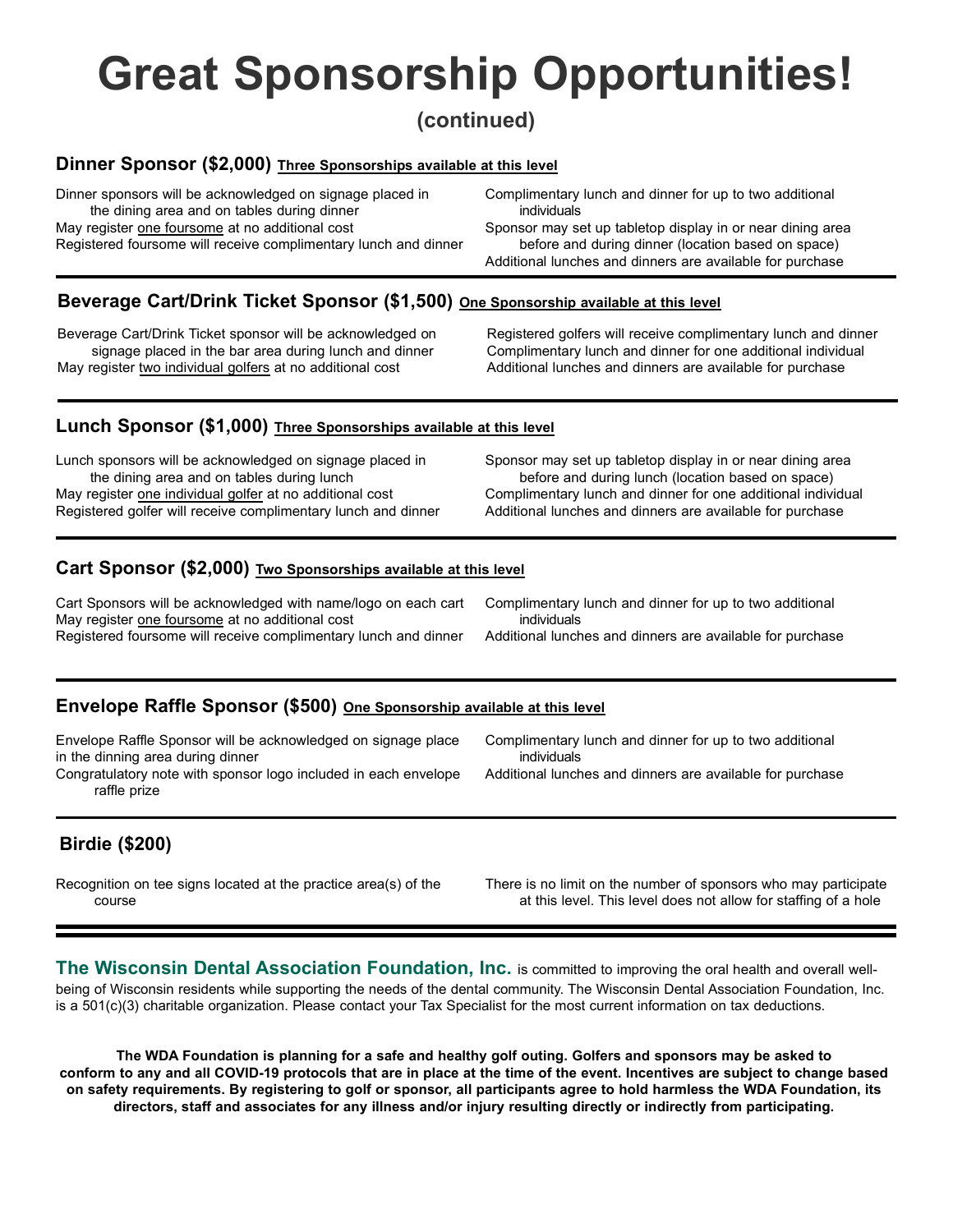# Great Sponsorship Opportunities!

## (continued)

### Dinner Sponsor ($2,000) <u>Three Sponsorships available at this level</u>

Dinner sponsors will be acknowledged on signage placed in the dining area and on tables during dinner
May register <u>one foursome</u> at no additional cost
Registered foursome will receive complimentary lunch and dinner
Complimentary lunch and dinner for up to two additional individuals
Sponsor may set up tabletop display in or near dining area before and during dinner (location based on space)
Additional lunches and dinners are available for purchase

### Beverage Cart/Drink Ticket Sponsor ($1,500) <u>One Sponsorship available at this level</u>

Beverage Cart/Drink Ticket sponsor will be acknowledged on signage placed in the bar area during lunch and dinner
May register <u>two individual golfers</u> at no additional cost
Registered golfers will receive complimentary lunch and dinner
Complimentary lunch and dinner for one additional individual
Additional lunches and dinners are available for purchase

### Lunch Sponsor ($1,000) <u>Three Sponsorships available at this level</u>

Lunch sponsors will be acknowledged on signage placed in the dining area and on tables during lunch
May register <u>one individual golfer</u> at no additional cost
Registered golfer will receive complimentary lunch and dinner
Sponsor may set up tabletop display in or near dining area before and during lunch (location based on space)
Complimentary lunch and dinner for one additional individual
Additional lunches and dinners are available for purchase

### Cart Sponsor ($2,000) <u>Two Sponsorships available at this level</u>

Cart Sponsors will be acknowledged with name/logo on each cart
May register <u>one foursome</u> at no additional cost
Registered foursome will receive complimentary lunch and dinner
Complimentary lunch and dinner for up to two additional individuals
Additional lunches and dinners are available for purchase

### Envelope Raffle Sponsor ($500) <u>One Sponsorship available at this level</u>

Envelope Raffle Sponsor will be acknowledged on signage place in the dinning area during dinner
Congratulatory note with sponsor logo included in each envelope raffle prize
Complimentary lunch and dinner for up to two additional individuals
Additional lunches and dinners are available for purchase

### Birdie ($200)

Recognition on tee signs located at the practice area(s) of the course
There is no limit on the number of sponsors who may participate at this level. This level does not allow for staffing of a hole

**The Wisconsin Dental Association Foundation, Inc.** is committed to improving the oral health and overall well-being of Wisconsin residents while supporting the needs of the dental community. The Wisconsin Dental Association Foundation, Inc. is a 501(c)(3) charitable organization. Please contact your Tax Specialist for the most current information on tax deductions.

**The WDA Foundation is planning for a safe and healthy golf outing. Golfers and sponsors may be asked to conform to any and all COVID-19 protocols that are in place at the time of the event. Incentives are subject to change based on safety requirements. By registering to golf or sponsor, all participants agree to hold harmless the WDA Foundation, its directors, staff and associates for any illness and/or injury resulting directly or indirectly from participating.**